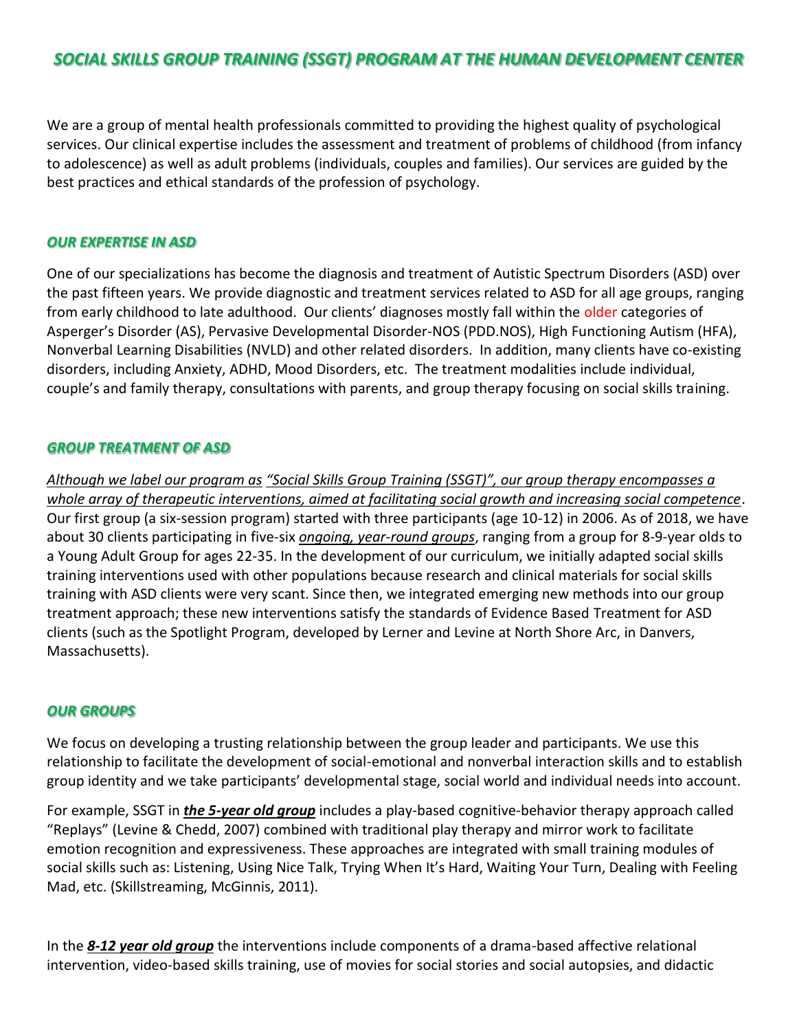# *SOCIAL SKILLS GROUP TRAINING (SSGT) PROGRAM AT THE HUMAN DEVELOPMENT CENTER*

We are a group of mental health professionals committed to providing the highest quality of psychological services. Our clinical expertise includes the assessment and treatment of problems of childhood (from infancy to adolescence) as well as adult problems (individuals, couples and families). Our services are guided by the best practices and ethical standards of the profession of psychology.

## *OUR EXPERTISE IN ASD*

One of our specializations has become the diagnosis and treatment of Autistic Spectrum Disorders (ASD) over the past fifteen years. We provide diagnostic and treatment services related to ASD for all age groups, ranging from early childhood to late adulthood. Our clients' diagnoses mostly fall within the older categories of Asperger's Disorder (AS), Pervasive Developmental Disorder-NOS (PDD.NOS), High Functioning Autism (HFA), Nonverbal Learning Disabilities (NVLD) and other related disorders. In addition, many clients have co-existing disorders, including Anxiety, ADHD, Mood Disorders, etc. The treatment modalities include individual, couple's and family therapy, consultations with parents, and group therapy focusing on social skills training.

## *GROUP TREATMENT OF ASD*

*Although we label our program as "Social Skills Group Training (SSGT)", our group therapy encompasses a whole array of therapeutic interventions, aimed at facilitating social growth and increasing social competence*. Our first group (a six-session program) started with three participants (age 10-12) in 2006. As of 2018, we have about 30 clients participating in five-six *ongoing, year-round groups*, ranging from a group for 8-9-year olds to a Young Adult Group for ages 22-35. In the development of our curriculum, we initially adapted social skills training interventions used with other populations because research and clinical materials for social skills training with ASD clients were very scant. Since then, we integrated emerging new methods into our group treatment approach; these new interventions satisfy the standards of Evidence Based Treatment for ASD clients (such as the Spotlight Program, developed by Lerner and Levine at North Shore Arc, in Danvers, Massachusetts).

## *OUR GROUPS*

We focus on developing a trusting relationship between the group leader and participants. We use this relationship to facilitate the development of social-emotional and nonverbal interaction skills and to establish group identity and we take participants' developmental stage, social world and individual needs into account.

For example, SSGT in ***the 5-year old group*** includes a play-based cognitive-behavior therapy approach called "Replays" (Levine & Chedd, 2007) combined with traditional play therapy and mirror work to facilitate emotion recognition and expressiveness. These approaches are integrated with small training modules of social skills such as: Listening, Using Nice Talk, Trying When It's Hard, Waiting Your Turn, Dealing with Feeling Mad, etc. (Skillstreaming, McGinnis, 2011).

In the ***8-12 year old group*** the interventions include components of a drama-based affective relational intervention, video-based skills training, use of movies for social stories and social autopsies, and didactic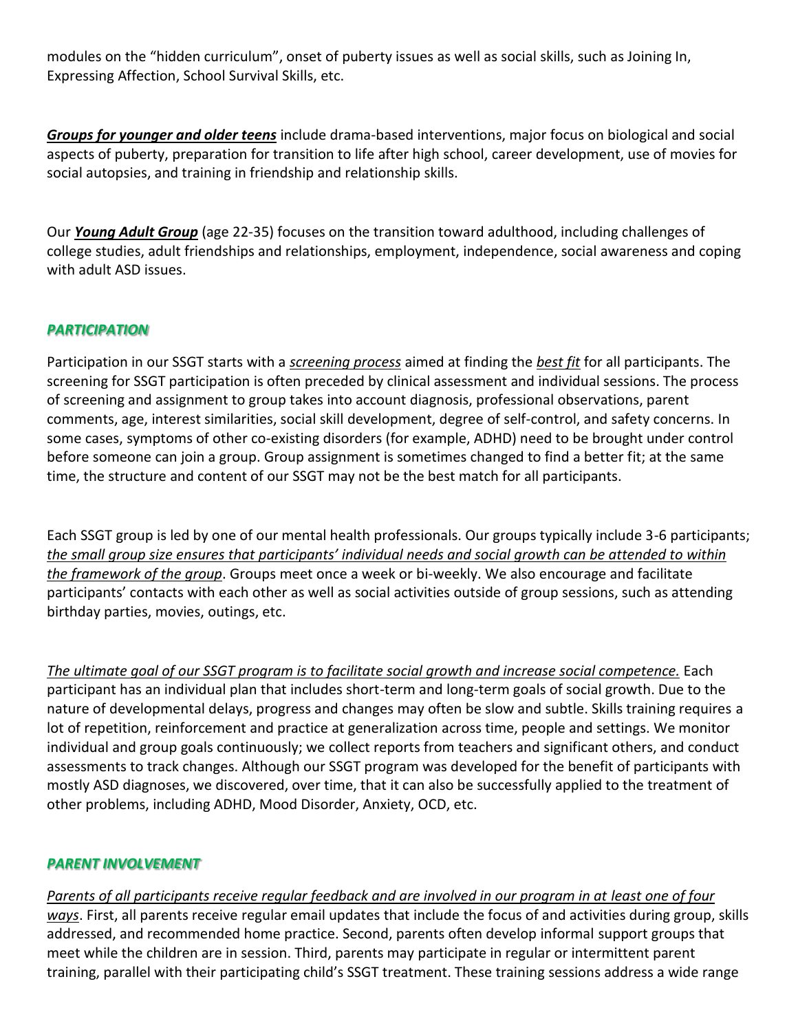modules on the "hidden curriculum", onset of puberty issues as well as social skills, such as Joining In, Expressing Affection, School Survival Skills, etc.

***Groups for younger and older teens*** include drama-based interventions, major focus on biological and social aspects of puberty, preparation for transition to life after high school, career development, use of movies for social autopsies, and training in friendship and relationship skills.

Our ***Young Adult Group*** (age 22-35) focuses on the transition toward adulthood, including challenges of college studies, adult friendships and relationships, employment, independence, social awareness and coping with adult ASD issues.

### *PARTICIPATION*

Participation in our SSGT starts with a *screening process* aimed at finding the *best fit* for all participants. The screening for SSGT participation is often preceded by clinical assessment and individual sessions. The process of screening and assignment to group takes into account diagnosis, professional observations, parent comments, age, interest similarities, social skill development, degree of self-control, and safety concerns. In some cases, symptoms of other co-existing disorders (for example, ADHD) need to be brought under control before someone can join a group. Group assignment is sometimes changed to find a better fit; at the same time, the structure and content of our SSGT may not be the best match for all participants.

Each SSGT group is led by one of our mental health professionals. Our groups typically include 3-6 participants; *the small group size ensures that participants' individual needs and social growth can be attended to within the framework of the group*. Groups meet once a week or bi-weekly. We also encourage and facilitate participants' contacts with each other as well as social activities outside of group sessions, such as attending birthday parties, movies, outings, etc.

*The ultimate goal of our SSGT program is to facilitate social growth and increase social competence.* Each participant has an individual plan that includes short-term and long-term goals of social growth. Due to the nature of developmental delays, progress and changes may often be slow and subtle. Skills training requires a lot of repetition, reinforcement and practice at generalization across time, people and settings. We monitor individual and group goals continuously; we collect reports from teachers and significant others, and conduct assessments to track changes. Although our SSGT program was developed for the benefit of participants with mostly ASD diagnoses, we discovered, over time, that it can also be successfully applied to the treatment of other problems, including ADHD, Mood Disorder, Anxiety, OCD, etc.

### *PARENT INVOLVEMENT*

*Parents of all participants receive regular feedback and are involved in our program in at least one of four ways*. First, all parents receive regular email updates that include the focus of and activities during group, skills addressed, and recommended home practice. Second, parents often develop informal support groups that meet while the children are in session. Third, parents may participate in regular or intermittent parent training, parallel with their participating child's SSGT treatment. These training sessions address a wide range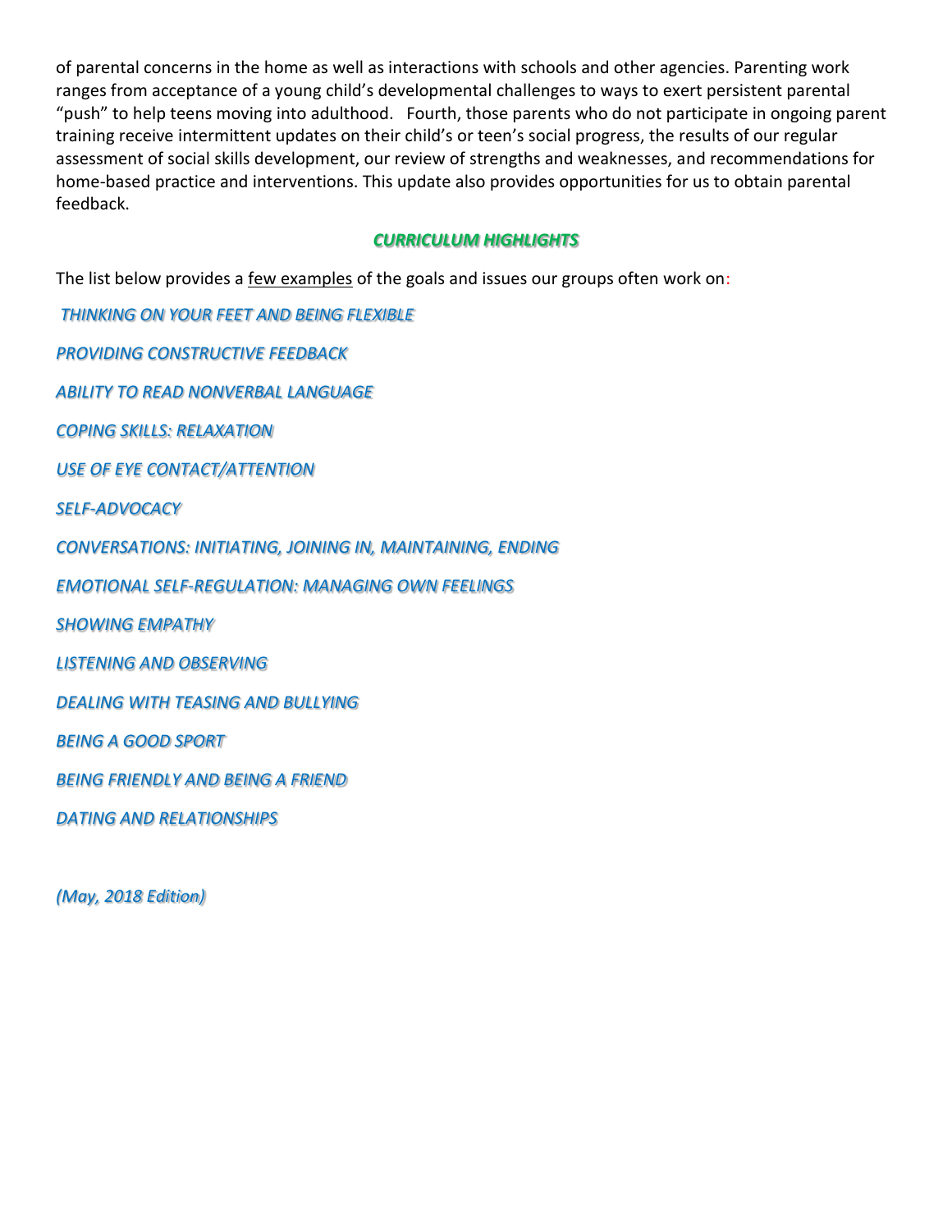of parental concerns in the home as well as interactions with schools and other agencies. Parenting work ranges from acceptance of a young child's developmental challenges to ways to exert persistent parental "push" to help teens moving into adulthood. Fourth, those parents who do not participate in ongoing parent training receive intermittent updates on their child's or teen's social progress, the results of our regular assessment of social skills development, our review of strengths and weaknesses, and recommendations for home-based practice and interventions. This update also provides opportunities for us to obtain parental feedback.

## *CURRICULUM HIGHLIGHTS*

The list below provides a <u>few examples</u> of the goals and issues our groups often work on:

*THINKING ON YOUR FEET AND BEING FLEXIBLE*

*PROVIDING CONSTRUCTIVE FEEDBACK*

*ABILITY TO READ NONVERBAL LANGUAGE*

*COPING SKILLS: RELAXATION*

*USE OF EYE CONTACT/ATTENTION*

*SELF-ADVOCACY*

*CONVERSATIONS: INITIATING, JOINING IN, MAINTAINING, ENDING*

*EMOTIONAL SELF-REGULATION: MANAGING OWN FEELINGS*

*SHOWING EMPATHY*

*LISTENING AND OBSERVING*

*DEALING WITH TEASING AND BULLYING*

*BEING A GOOD SPORT*

*BEING FRIENDLY AND BEING A FRIEND*

*DATING AND RELATIONSHIPS*

*(May, 2018 Edition)*